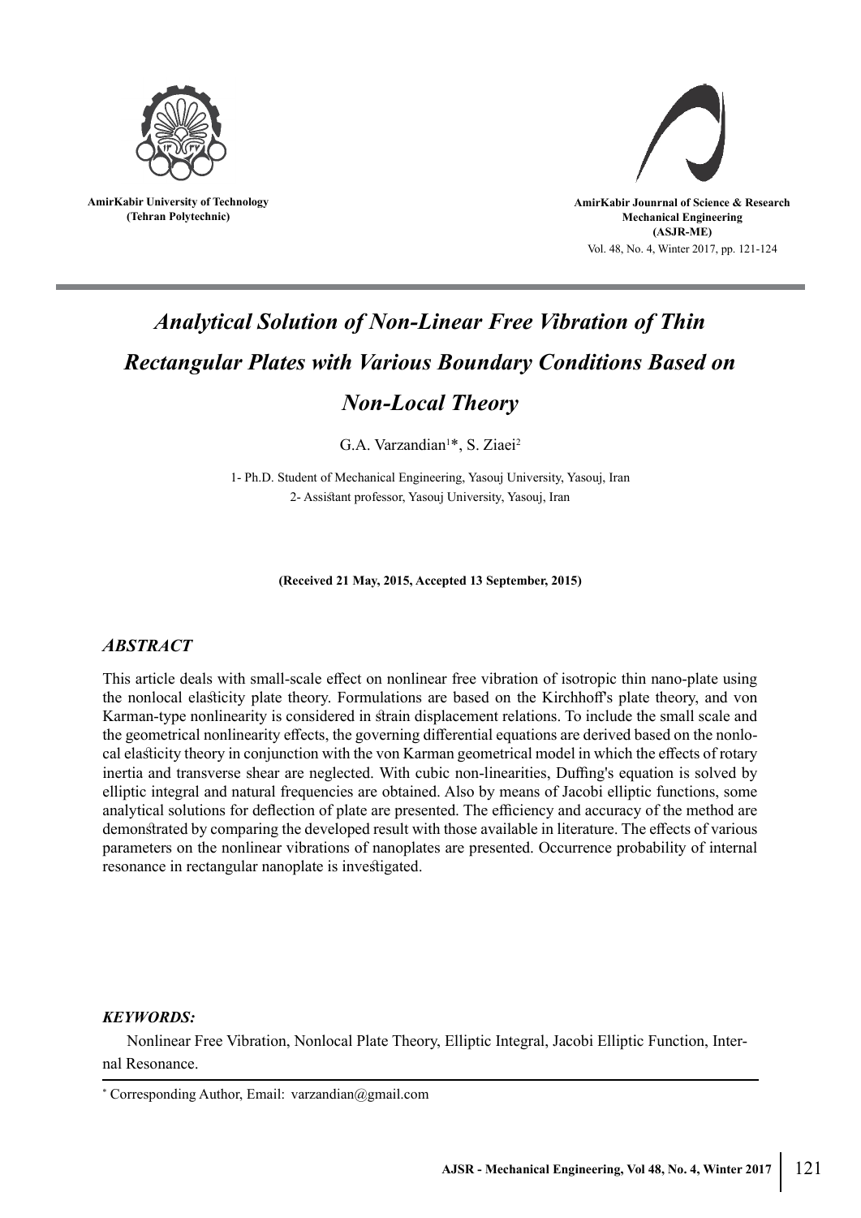AmirKabir University of Technology
(Tehran Polytechnic)

AmirKabir Jounrnal of Science & Research
Mechanical Engineering
(ASJR-ME)
Vol. 48, No. 4, Winter 2017, pp. 121-124

# *Analytical Solution of Non-Linear Free Vibration of Thin Rectangular Plates with Various Boundary Conditions Based on Non-Local Theory*

G.A. Varzandian[1]*, S. Ziaei[2]

1- Ph.D. Student of Mechanical Engineering, Yasouj University, Yasouj, Iran
2- Assistant professor, Yasouj University, Yasouj, Iran

**(Received 21 May, 2015, Accepted 13 September, 2015)**

## *ABSTRACT*

This article deals with small-scale effect on nonlinear free vibration of isotropic thin nano-plate using the nonlocal elasticity plate theory. Formulations are based on the Kirchhoff's plate theory, and von Karman-type nonlinearity is considered in strain displacement relations. To include the small scale and the geometrical nonlinearity effects, the governing differential equations are derived based on the nonlocal elasticity theory in conjunction with the von Karman geometrical model in which the effects of rotary inertia and transverse shear are neglected. With cubic non-linearities, Duffing's equation is solved by elliptic integral and natural frequencies are obtained. Also by means of Jacobi elliptic functions, some analytical solutions for deflection of plate are presented. The efficiency and accuracy of the method are demonstrated by comparing the developed result with those available in literature. The effects of various parameters on the nonlinear vibrations of nanoplates are presented. Occurrence probability of internal resonance in rectangular nanoplate is investigated.

### *KEYWORDS:*

Nonlinear Free Vibration, Nonlocal Plate Theory, Elliptic Integral, Jacobi Elliptic Function, Internal Resonance.

* Corresponding Author, Email: varzandian@gmail.com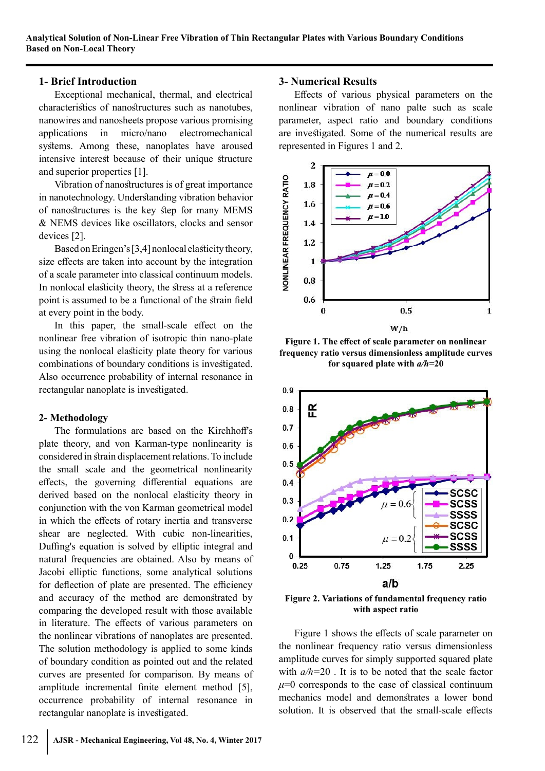## 1- Brief Introduction

Exceptional mechanical, thermal, and electrical characteristics of nanostructures such as nanotubes, nanowires and nanosheets propose various promising applications in micro/nano electromechanical systems. Among these, nanoplates have aroused intensive interest because of their unique structure and superior properties [1].

Vibration of nanostructures is of great importance in nanotechnology. Understanding vibration behavior of nanostructures is the key step for many MEMS & NEMS devices like oscillators, clocks and sensor devices [2].

Based on Eringen's [3,4] nonlocal elasticity theory, size effects are taken into account by the integration of a scale parameter into classical continuum models. In nonlocal elasticity theory, the stress at a reference point is assumed to be a functional of the strain field at every point in the body.

In this paper, the small-scale effect on the nonlinear free vibration of isotropic thin nano-plate using the nonlocal elasticity plate theory for various combinations of boundary conditions is investigated. Also occurrence probability of internal resonance in rectangular nanoplate is investigated.

## 2- Methodology

The formulations are based on the Kirchhoff's plate theory, and von Karman-type nonlinearity is considered in strain displacement relations. To include the small scale and the geometrical nonlinearity effects, the governing differential equations are derived based on the nonlocal elasticity theory in conjunction with the von Karman geometrical model in which the effects of rotary inertia and transverse shear are neglected. With cubic non-linearities, Duffing's equation is solved by elliptic integral and natural frequencies are obtained. Also by means of Jacobi elliptic functions, some analytical solutions for deflection of plate are presented. The efficiency and accuracy of the method are demonstrated by comparing the developed result with those available in literature. The effects of various parameters on the nonlinear vibrations of nanoplates are presented. The solution methodology is applied to some kinds of boundary condition as pointed out and the related curves are presented for comparison. By means of amplitude incremental finite element method [5], occurrence probability of internal resonance in rectangular nanoplate is investigated.

## 3- Numerical Results

Effects of various physical parameters on the nonlinear vibration of nano palte such as scale parameter, aspect ratio and boundary conditions are investigated. Some of the numerical results are represented in Figures 1 and 2.

**Figure 1. The effect of scale parameter on nonlinear frequency ratio versus dimensionless amplitude curves for squared plate with *a/h*=20**

**Figure 2. Variations of fundamental frequency ratio with aspect ratio**

Figure 1 shows the effects of scale parameter on the nonlinear frequency ratio versus dimensionless amplitude curves for simply supported squared plate with *a/h*=20 . It is to be noted that the scale factor $\mu$=0 corresponds to the case of classical continuum mechanics model and demonstrates a lower bond solution. It is observed that the small-scale effects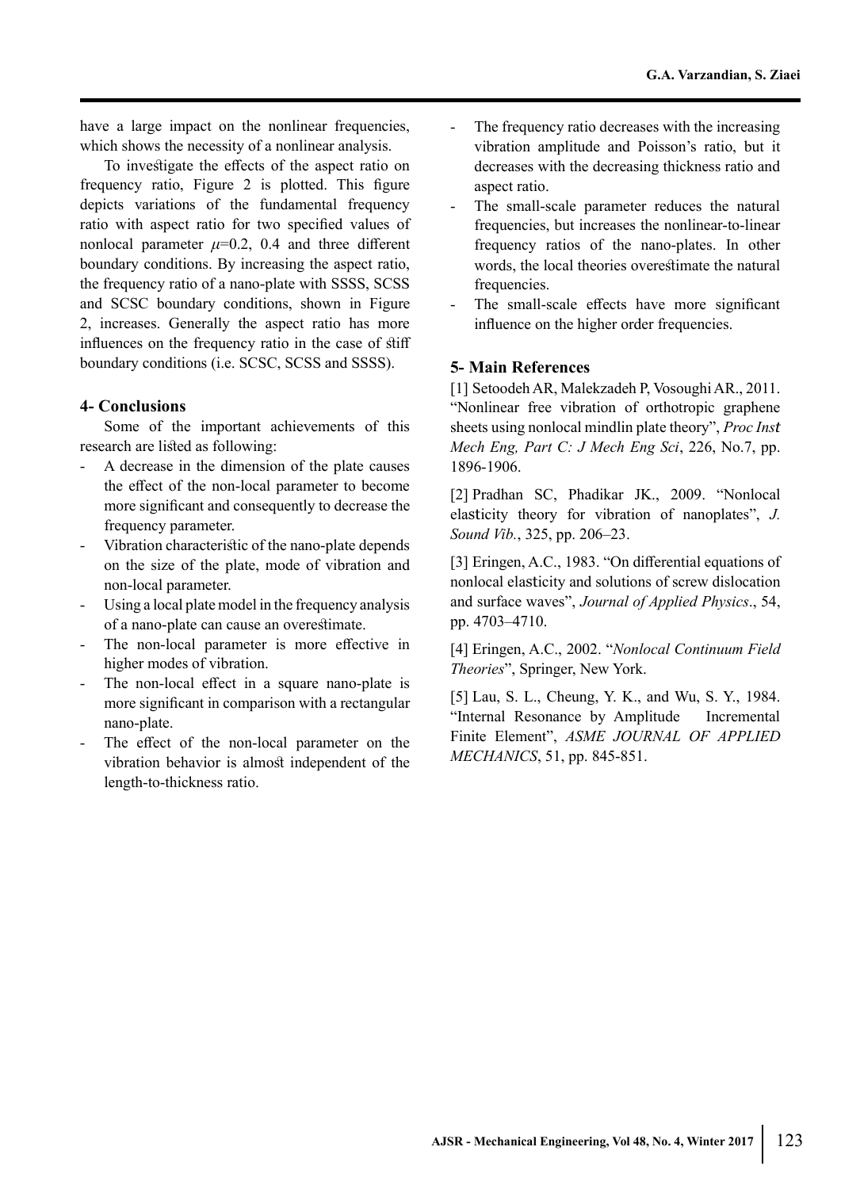have a large impact on the nonlinear frequencies, which shows the necessity of a nonlinear analysis.

To investigate the effects of the aspect ratio on frequency ratio, Figure 2 is plotted. This figure depicts variations of the fundamental frequency ratio with aspect ratio for two specified values of nonlocal parameter $\mu$=0.2, 0.4 and three different boundary conditions. By increasing the aspect ratio, the frequency ratio of a nano-plate with SSSS, SCSS and SCSC boundary conditions, shown in Figure 2, increases. Generally the aspect ratio has more influences on the frequency ratio in the case of stiff boundary conditions (i.e. SCSC, SCSS and SSSS).

## 4- Conclusions

Some of the important achievements of this research are listed as following:

- A decrease in the dimension of the plate causes the effect of the non-local parameter to become more significant and consequently to decrease the frequency parameter.
- Vibration characteristic of the nano-plate depends on the size of the plate, mode of vibration and non-local parameter.
- Using a local plate model in the frequency analysis of a nano-plate can cause an overestimate.
- The non-local parameter is more effective in higher modes of vibration.
- The non-local effect in a square nano-plate is more significant in comparison with a rectangular nano-plate.
- The effect of the non-local parameter on the vibration behavior is almost independent of the length-to-thickness ratio.
- The frequency ratio decreases with the increasing vibration amplitude and Poisson's ratio, but it decreases with the decreasing thickness ratio and aspect ratio.
- The small-scale parameter reduces the natural frequencies, but increases the nonlinear-to-linear frequency ratios of the nano-plates. In other words, the local theories overestimate the natural frequencies.
- The small-scale effects have more significant influence on the higher order frequencies.

## 5- Main References

[1] Setoodeh AR, Malekzadeh P, Vosoughi AR., 2011. "Nonlinear free vibration of orthotropic graphene sheets using nonlocal mindlin plate theory", *Proc Inst Mech Eng, Part C: J Mech Eng Sci*, 226, No.7, pp. 1896-1906.

[2] Pradhan SC, Phadikar JK., 2009. "Nonlocal elasticity theory for vibration of nanoplates", *J. Sound Vib.*, 325, pp. 206–23.

[3] Eringen, A.C., 1983. "On differential equations of nonlocal elasticity and solutions of screw dislocation and surface waves", *Journal of Applied Physics*., 54, pp. 4703–4710.

[4] Eringen, A.C., 2002. "*Nonlocal Continuum Field Theories*", Springer, New York.

[5] Lau, S. L., Cheung, Y. K., and Wu, S. Y., 1984. "Internal Resonance by Amplitude Incremental Finite Element", *ASME JOURNAL OF APPLIED MECHANICS*, 51, pp. 845-851.